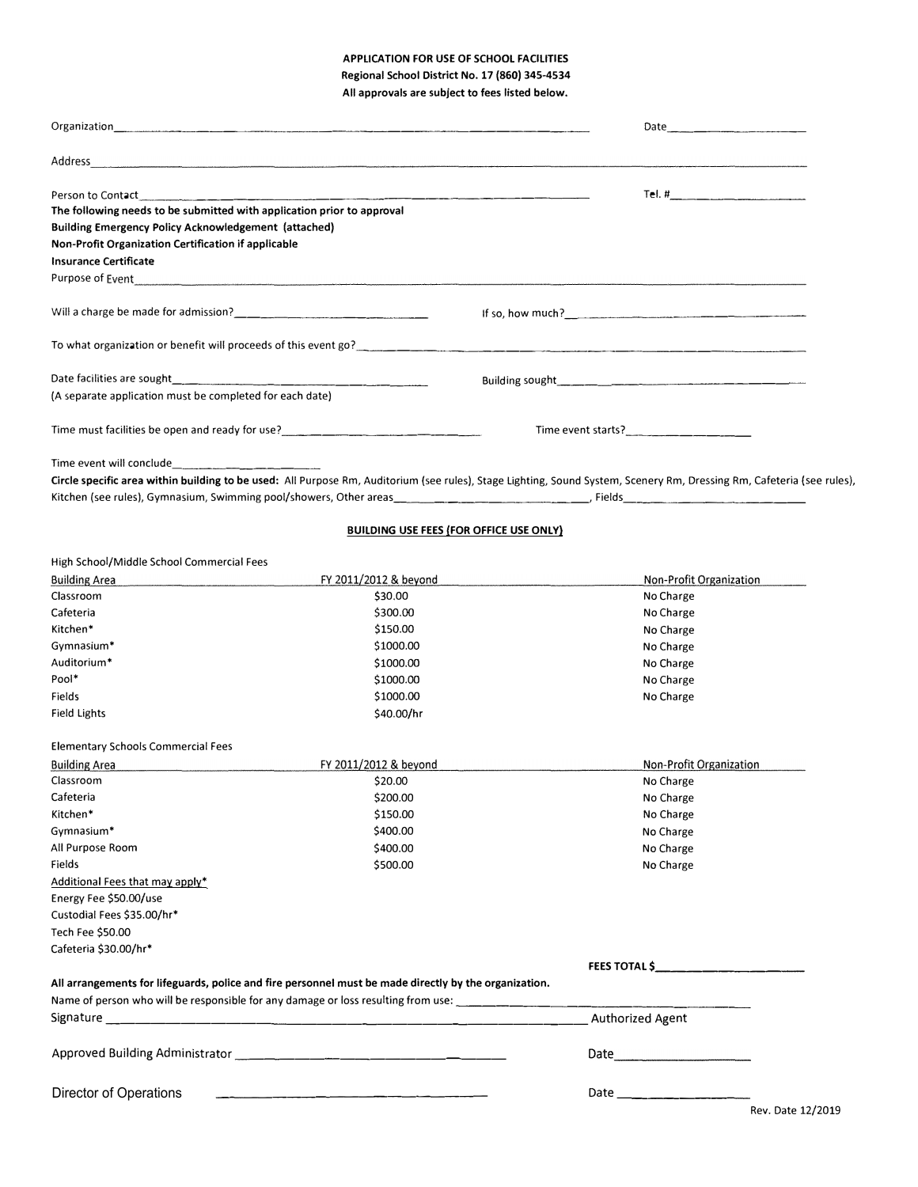# APPLICATION FOR USE OF SCHOOL FACILITIES

**Regional School District No. 17 (860) 345-4534**

**All approvals are subject to fees listed below.**

Organization_______________________________________________ Date_______________

Address_______________________________________________________________________

Person to Contact____________________________________________ Tel. #_______________

**The following needs to be submitted with application prior to approval**

**Building Emergency Policy Acknowledgement (attached)**

**Non-Profit Organization Certification if applicable**

**Insurance Certificate**

Purpose of Event______________________________________________________________

Will a charge be made for admission?_______________________ If so, how much?_______________________

To what organization or benefit will proceeds of this event go?_____________________________________

Date facilities are sought_______________________ Building sought_______________________

(A separate application must be completed for each date)

Time must facilities be open and ready for use?_______________________ Time event starts?_______________

Time event will conclude_______________

**Circle specific area within building to be used:** All Purpose Rm, Auditorium (see rules), Stage Lighting, Sound System, Scenery Rm, Dressing Rm, Cafeteria (see rules), Kitchen (see rules), Gymnasium, Swimming pool/showers, Other areas_______________________, Fields_______________________

## BUILDING USE FEES (FOR OFFICE USE ONLY)

High School/Middle School Commercial Fees

| Building Area | FY 2011/2012 & beyond | Non-Profit Organization |
|---|---|---|
| Classroom | $30.00 | No Charge |
| Cafeteria | $300.00 | No Charge |
| Kitchen* | $150.00 | No Charge |
| Gymnasium* | $1000.00 | No Charge |
| Auditorium* | $1000.00 | No Charge |
| Pool* | $1000.00 | No Charge |
| Fields | $1000.00 | No Charge |
| Field Lights | $40.00/hr | |

Elementary Schools Commercial Fees

| Building Area | FY 2011/2012 & beyond | Non-Profit Organization |
|---|---|---|
| Classroom | $20.00 | No Charge |
| Cafeteria | $200.00 | No Charge |
| Kitchen* | $150.00 | No Charge |
| Gymnasium* | $400.00 | No Charge |
| All Purpose Room | $400.00 | No Charge |
| Fields | $500.00 | No Charge |

Additional Fees that may apply*

Energy Fee $50.00/use

Custodial Fees $35.00/hr*

Tech Fee $50.00

Cafeteria $30.00/hr*

**FEES TOTAL $**_______________

**All arrangements for lifeguards, police and fire personnel must be made directly by the organization.**

Name of person who will be responsible for any damage or loss resulting from use: _______________________

Signature _______________________________________________ Authorized Agent

Approved Building Administrator _______________________ Date_______________

Director of Operations _______________________ Date _______________

Rev. Date 12/2019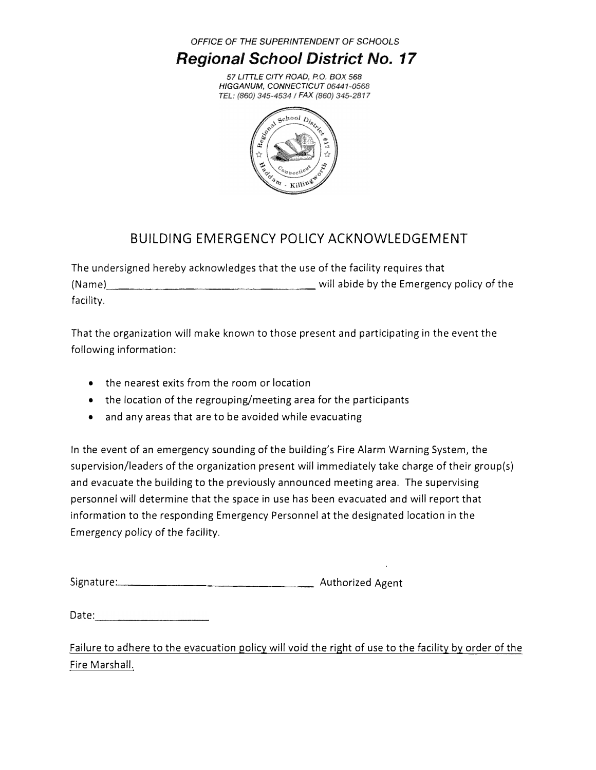*OFFICE OF THE SUPERINTENDENT OF SCHOOLS*

## ***Regional School District No. 17***

*57 LITTLE CITY ROAD, P.O. BOX 568*
*HIGGANUM, CONNECTICUT 06441-0568*
*TEL: (860) 345-4534 / FAX (860) 345-2817*

# BUILDING EMERGENCY POLICY ACKNOWLEDGEMENT

The undersigned hereby acknowledges that the use of the facility requires that (Name)\_\_\_\_\_\_\_\_\_\_\_\_\_\_\_\_\_\_\_\_\_\_\_\_\_\_\_\_\_\_\_\_\_\_\_\_ will abide by the Emergency policy of the facility.

That the organization will make known to those present and participating in the event the following information:

- the nearest exits from the room or location
- the location of the regrouping/meeting area for the participants
- and any areas that are to be avoided while evacuating

In the event of an emergency sounding of the building's Fire Alarm Warning System, the supervision/leaders of the organization present will immediately take charge of their group(s) and evacuate the building to the previously announced meeting area. The supervising personnel will determine that the space in use has been evacuated and will report that information to the responding Emergency Personnel at the designated location in the Emergency policy of the facility.

Signature:\_\_\_\_\_\_\_\_\_\_\_\_\_\_\_\_\_\_\_\_\_\_\_\_\_\_\_\_\_\_\_\_\_\_\_\_ Authorized Agent

Date:\_\_\_\_\_\_\_\_\_\_\_\_\_\_\_\_\_\_\_\_

<u>Failure to adhere to the evacuation policy will void the right of use to the facility by order of the Fire Marshall.</u>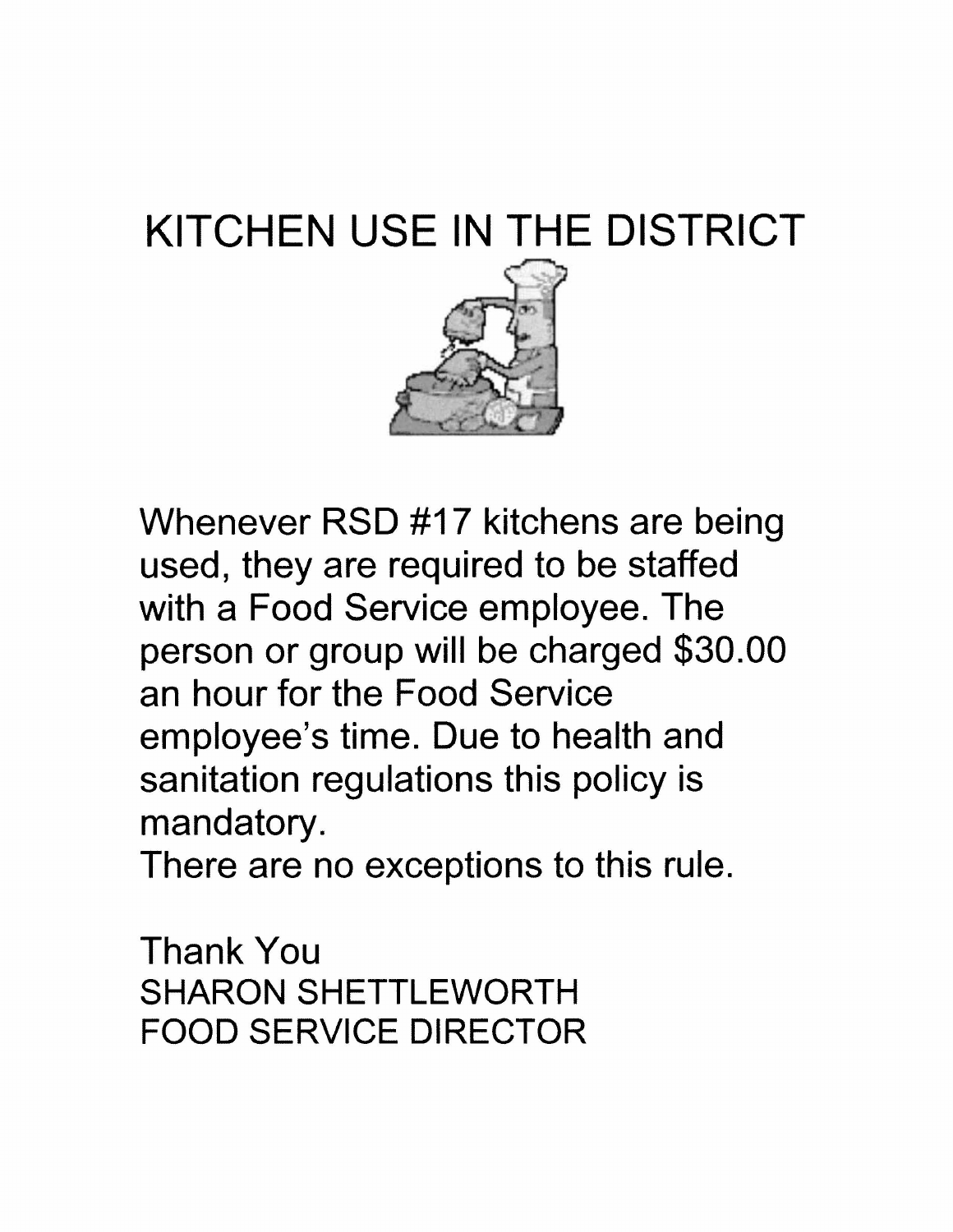# KITCHEN USE IN THE DISTRICT

Whenever RSD #17 kitchens are being used, they are required to be staffed with a Food Service employee. The person or group will be charged $30.00 an hour for the Food Service employee's time. Due to health and sanitation regulations this policy is mandatory.
There are no exceptions to this rule.

Thank You
SHARON SHETTLEWORTH
FOOD SERVICE DIRECTOR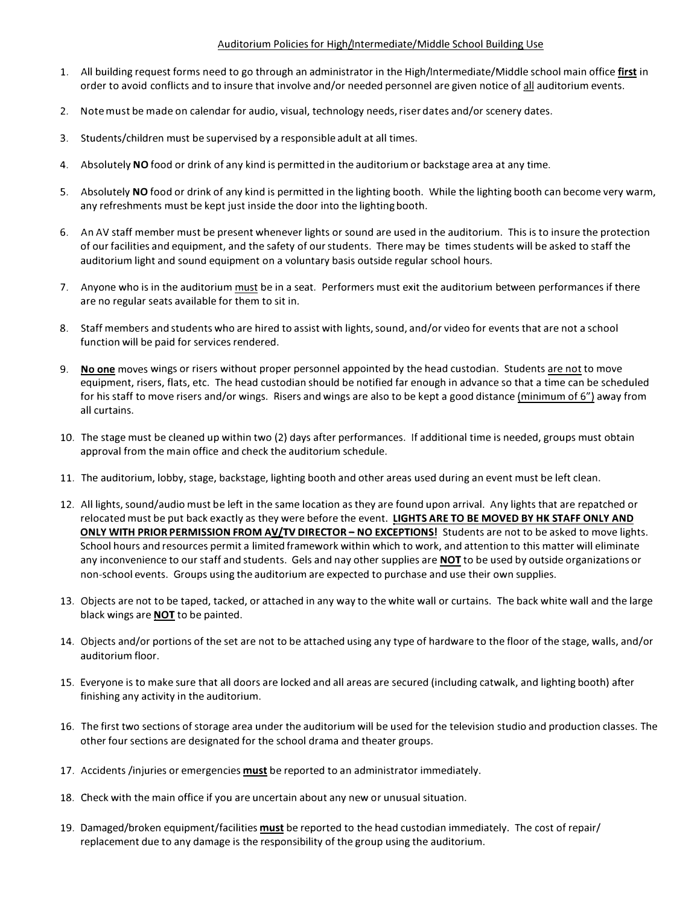Auditorium Policies for High/Intermediate/Middle School Building Use

1. All building request forms need to go through an administrator in the High/Intermediate/Middle school main office **first** in order to avoid conflicts and to insure that involve and/or needed personnel are given notice of all auditorium events.
2. Note must be made on calendar for audio, visual, technology needs, riser dates and/or scenery dates.
3. Students/children must be supervised by a responsible adult at all times.
4. Absolutely **NO** food or drink of any kind is permitted in the auditorium or backstage area at any time.
5. Absolutely **NO** food or drink of any kind is permitted in the lighting booth. While the lighting booth can become very warm, any refreshments must be kept just inside the door into the lighting booth.
6. An AV staff member must be present whenever lights or sound are used in the auditorium. This is to insure the protection of our facilities and equipment, and the safety of our students. There may be times students will be asked to staff the auditorium light and sound equipment on a voluntary basis outside regular school hours.
7. Anyone who is in the auditorium must be in a seat. Performers must exit the auditorium between performances if there are no regular seats available for them to sit in.
8. Staff members and students who are hired to assist with lights, sound, and/or video for events that are not a school function will be paid for services rendered.
9. **No one** moves wings or risers without proper personnel appointed by the head custodian. Students are not to move equipment, risers, flats, etc. The head custodian should be notified far enough in advance so that a time can be scheduled for his staff to move risers and/or wings. Risers and wings are also to be kept a good distance (minimum of 6") away from all curtains.
10. The stage must be cleaned up within two (2) days after performances. If additional time is needed, groups must obtain approval from the main office and check the auditorium schedule.
11. The auditorium, lobby, stage, backstage, lighting booth and other areas used during an event must be left clean.
12. All lights, sound/audio must be left in the same location as they are found upon arrival. Any lights that are repatched or relocated must be put back exactly as they were before the event. **LIGHTS ARE TO BE MOVED BY HK STAFF ONLY AND ONLY WITH PRIOR PERMISSION FROM AV/TV DIRECTOR – NO EXCEPTIONS!** Students are not to be asked to move lights. School hours and resources permit a limited framework within which to work, and attention to this matter will eliminate any inconvenience to our staff and students. Gels and nay other supplies are **NOT** to be used by outside organizations or non-school events. Groups using the auditorium are expected to purchase and use their own supplies.
13. Objects are not to be taped, tacked, or attached in any way to the white wall or curtains. The back white wall and the large black wings are **NOT** to be painted.
14. Objects and/or portions of the set are not to be attached using any type of hardware to the floor of the stage, walls, and/or auditorium floor.
15. Everyone is to make sure that all doors are locked and all areas are secured (including catwalk, and lighting booth) after finishing any activity in the auditorium.
16. The first two sections of storage area under the auditorium will be used for the television studio and production classes. The other four sections are designated for the school drama and theater groups.
17. Accidents /injuries or emergencies **must** be reported to an administrator immediately.
18. Check with the main office if you are uncertain about any new or unusual situation.
19. Damaged/broken equipment/facilities **must** be reported to the head custodian immediately. The cost of repair/ replacement due to any damage is the responsibility of the group using the auditorium.